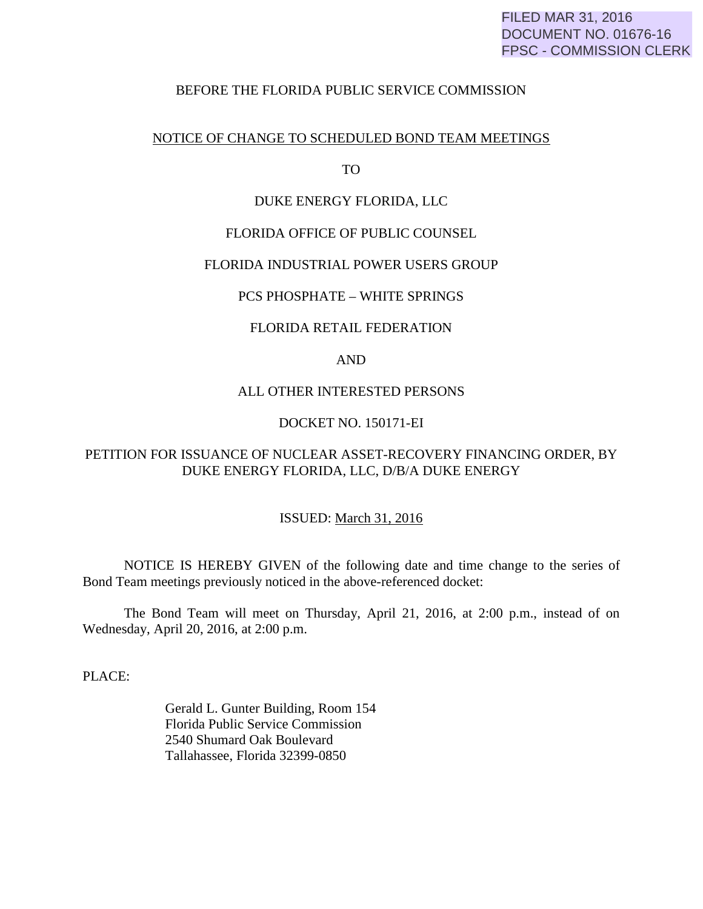FILED MAR 31, 2016
DOCUMENT NO. 01676-16
FPSC - COMMISSION CLERK

BEFORE THE FLORIDA PUBLIC SERVICE COMMISSION

NOTICE OF CHANGE TO SCHEDULED BOND TEAM MEETINGS

TO

DUKE ENERGY FLORIDA, LLC

FLORIDA OFFICE OF PUBLIC COUNSEL

FLORIDA INDUSTRIAL POWER USERS GROUP

PCS PHOSPHATE – WHITE SPRINGS

FLORIDA RETAIL FEDERATION

AND

ALL OTHER INTERESTED PERSONS

DOCKET NO. 150171-EI

PETITION FOR ISSUANCE OF NUCLEAR ASSET-RECOVERY FINANCING ORDER, BY DUKE ENERGY FLORIDA, LLC, D/B/A DUKE ENERGY

ISSUED: March 31, 2016

NOTICE IS HEREBY GIVEN of the following date and time change to the series of Bond Team meetings previously noticed in the above-referenced docket:

The Bond Team will meet on Thursday, April 21, 2016, at 2:00 p.m., instead of on Wednesday, April 20, 2016, at 2:00 p.m.

PLACE:

Gerald L. Gunter Building, Room 154
Florida Public Service Commission
2540 Shumard Oak Boulevard
Tallahassee, Florida 32399-0850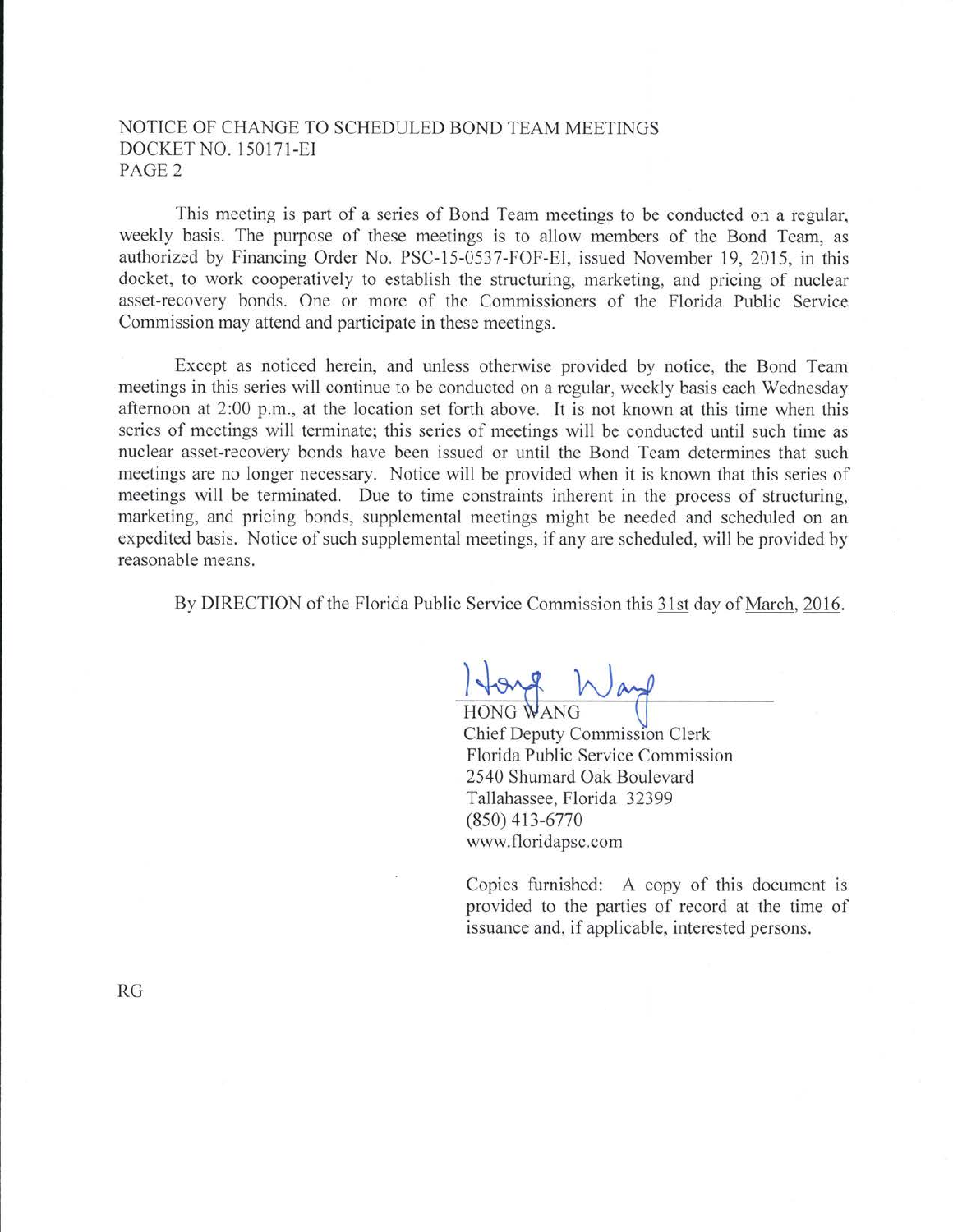This meeting is part of a series of Bond Team meetings to be conducted on a regular, weekly basis. The purpose of these meetings is to allow members of the Bond Team, as authorized by Financing Order No. PSC-15-0537-FOF-EI, issued November 19, 2015, in this docket, to work cooperatively to establish the structuring, marketing, and pricing of nuclear asset-recovery bonds. One or more of the Commissioners of the Florida Public Service Commission may attend and participate in these meetings.

Except as noticed herein, and unless otherwise provided by notice, the Bond Team meetings in this series will continue to be conducted on a regular, weekly basis each Wednesday afternoon at 2:00 p.m., at the location set forth above. It is not known at this time when this series of meetings will terminate; this series of meetings will be conducted until such time as nuclear asset-recovery bonds have been issued or until the Bond Team determines that such meetings are no longer necessary. Notice will be provided when it is known that this series of meetings will be terminated. Due to time constraints inherent in the process of structuring, marketing, and pricing bonds, supplemental meetings might be needed and scheduled on an expedited basis. Notice of such supplemental meetings, if any are scheduled, will be provided by reasonable means.

By DIRECTION of the Florida Public Service Commission this 31st day of March, 2016.

Hong Wang

HONG WANG
Chief Deputy Commission Clerk
Florida Public Service Commission
2540 Shumard Oak Boulevard
Tallahassee, Florida 32399
(850) 413-6770
www.floridapsc.com

Copies furnished: A copy of this document is provided to the parties of record at the time of issuance and, if applicable, interested persons.

RG